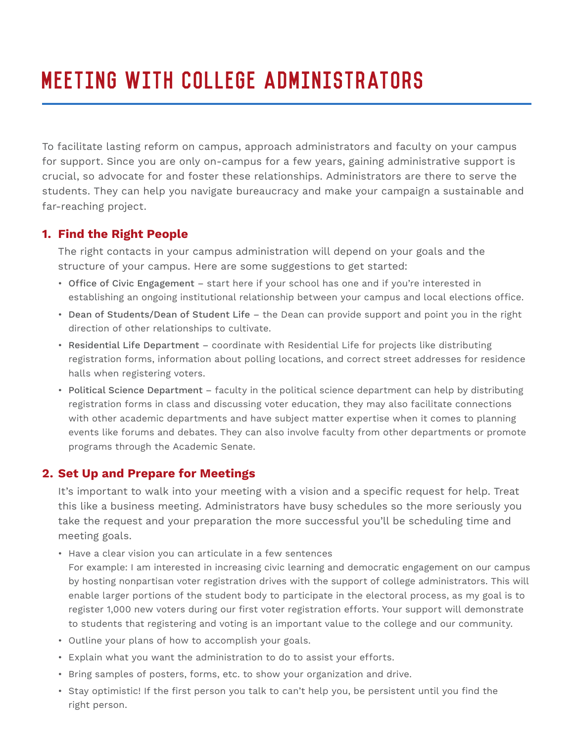# MEETING WITH COLLEGE ADMINISTRATORS

To facilitate lasting reform on campus, approach administrators and faculty on your campus for support. Since you are only on-campus for a few years, gaining administrative support is crucial, so advocate for and foster these relationships. Administrators are there to serve the students. They can help you navigate bureaucracy and make your campaign a sustainable and far-reaching project.

## 1. Find the Right People

The right contacts in your campus administration will depend on your goals and the structure of your campus. Here are some suggestions to get started:

- Office of Civic Engagement – start here if your school has one and if you're interested in establishing an ongoing institutional relationship between your campus and local elections office.
- Dean of Students/Dean of Student Life – the Dean can provide support and point you in the right direction of other relationships to cultivate.
- Residential Life Department – coordinate with Residential Life for projects like distributing registration forms, information about polling locations, and correct street addresses for residence halls when registering voters.
- Political Science Department – faculty in the political science department can help by distributing registration forms in class and discussing voter education, they may also facilitate connections with other academic departments and have subject matter expertise when it comes to planning events like forums and debates. They can also involve faculty from other departments or promote programs through the Academic Senate.

## 2. Set Up and Prepare for Meetings

It's important to walk into your meeting with a vision and a specific request for help. Treat this like a business meeting. Administrators have busy schedules so the more seriously you take the request and your preparation the more successful you'll be scheduling time and meeting goals.

- Have a clear vision you can articulate in a few sentences
  For example: I am interested in increasing civic learning and democratic engagement on our campus by hosting nonpartisan voter registration drives with the support of college administrators. This will enable larger portions of the student body to participate in the electoral process, as my goal is to register 1,000 new voters during our first voter registration efforts. Your support will demonstrate to students that registering and voting is an important value to the college and our community.
- Outline your plans of how to accomplish your goals.
- Explain what you want the administration to do to assist your efforts.
- Bring samples of posters, forms, etc. to show your organization and drive.
- Stay optimistic! If the first person you talk to can't help you, be persistent until you find the right person.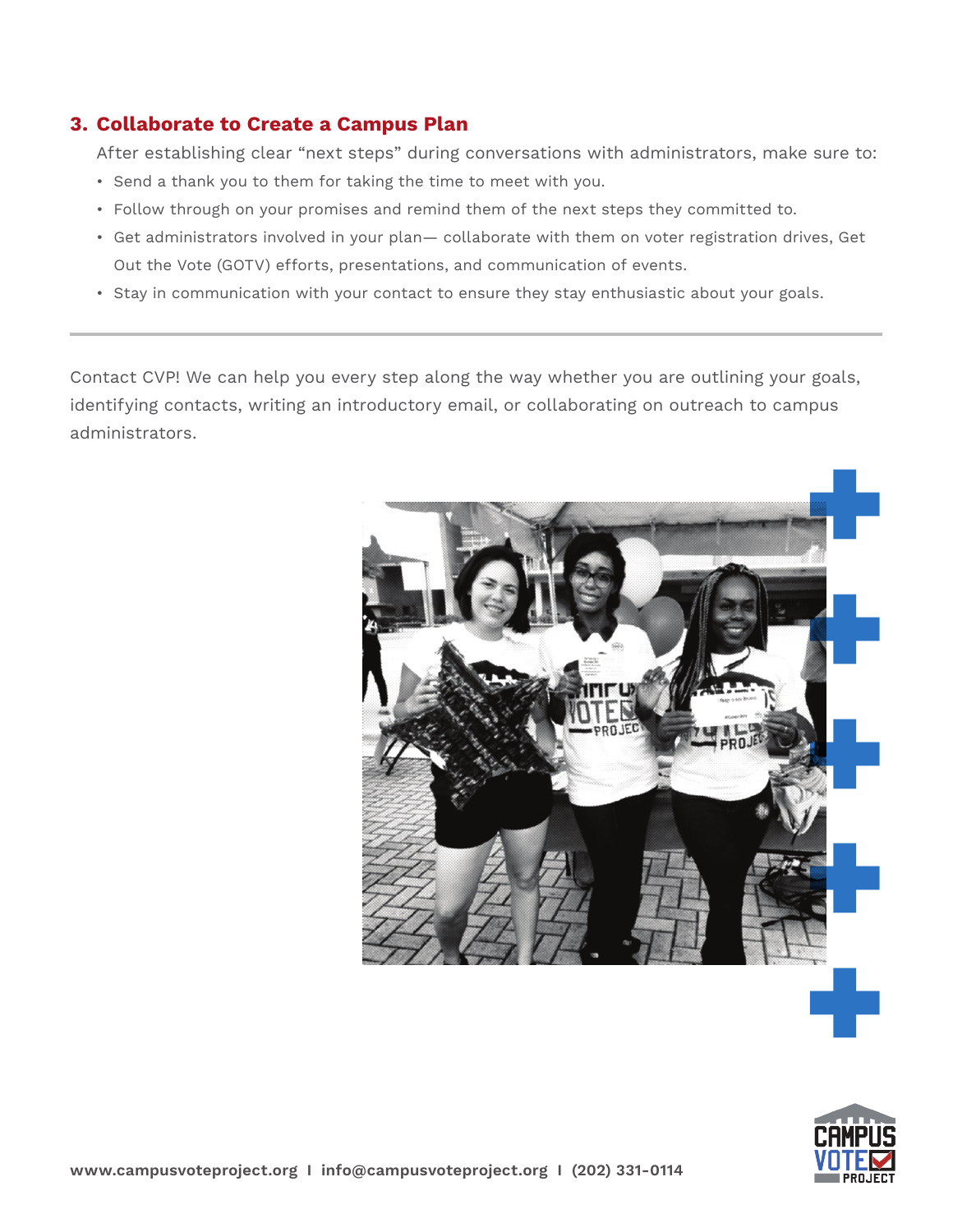### 3. Collaborate to Create a Campus Plan

After establishing clear "next steps" during conversations with administrators, make sure to:

- Send a thank you to them for taking the time to meet with you.
- Follow through on your promises and remind them of the next steps they committed to.
- Get administrators involved in your plan— collaborate with them on voter registration drives, Get Out the Vote (GOTV) efforts, presentations, and communication of events.
- Stay in communication with your contact to ensure they stay enthusiastic about your goals.

---

Contact CVP! We can help you every step along the way whether you are outlining your goals, identifying contacts, writing an introductory email, or collaborating on outreach to campus administrators.

**www.campusvoteproject.org | info@campusvoteproject.org | (202) 331-0114**